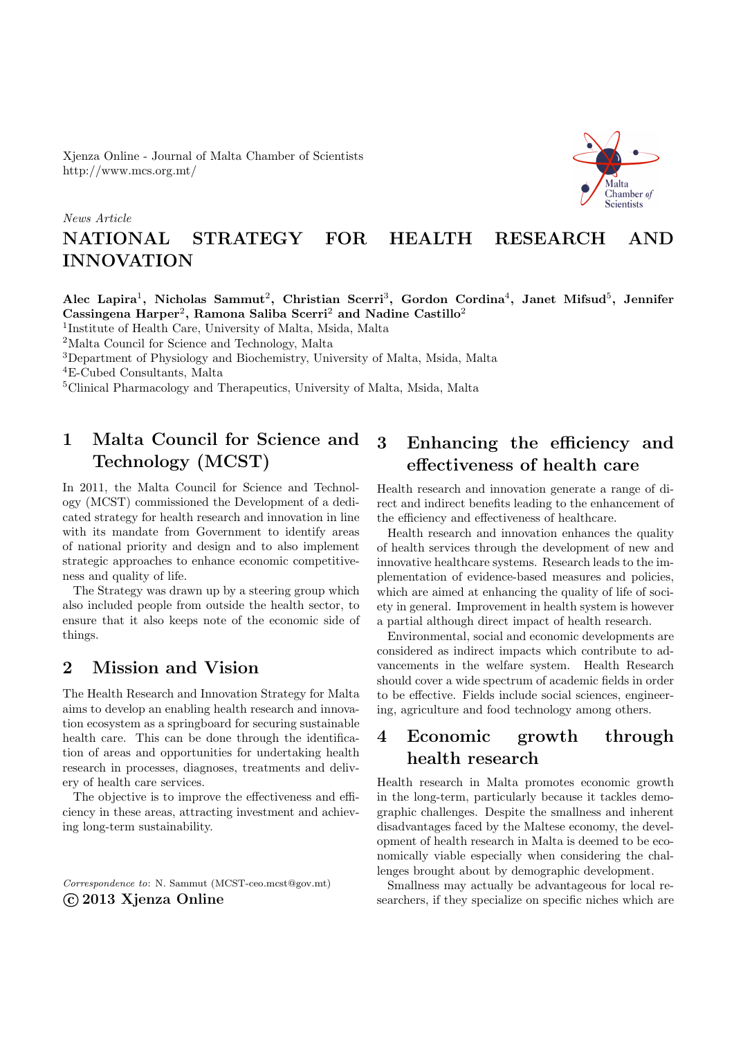Xjenza Online - Journal of Malta Chamber of Scientists
http://www.mcs.org.mt/

*News Article*

# NATIONAL STRATEGY FOR HEALTH RESEARCH AND INNOVATION

**Alec Lapira**[1], **Nicholas Sammut**[2], **Christian Scerri**[3], **Gordon Cordina**[4], **Janet Mifsud**[5], **Jennifer Cassingena Harper**[2], **Ramona Saliba Scerri**[2] **and Nadine Castillo**[2]

[1]Institute of Health Care, University of Malta, Msida, Malta
[2]Malta Council for Science and Technology, Malta
[3]Department of Physiology and Biochemistry, University of Malta, Msida, Malta
[4]E-Cubed Consultants, Malta
[5]Clinical Pharmacology and Therapeutics, University of Malta, Msida, Malta

## 1 Malta Council for Science and Technology (MCST)

In 2011, the Malta Council for Science and Technology (MCST) commissioned the Development of a dedicated strategy for health research and innovation in line with its mandate from Government to identify areas of national priority and design and to also implement strategic approaches to enhance economic competitiveness and quality of life.

The Strategy was drawn up by a steering group which also included people from outside the health sector, to ensure that it also keeps note of the economic side of things.

## 2 Mission and Vision

The Health Research and Innovation Strategy for Malta aims to develop an enabling health research and innovation ecosystem as a springboard for securing sustainable health care. This can be done through the identification of areas and opportunities for undertaking health research in processes, diagnoses, treatments and delivery of health care services.

The objective is to improve the effectiveness and efficiency in these areas, attracting investment and achieving long-term sustainability.

*Correspondence to*: N. Sammut (MCST-ceo.mcst@gov.mt)
**© 2013 Xjenza Online**

## 3 Enhancing the efficiency and effectiveness of health care

Health research and innovation generate a range of direct and indirect benefits leading to the enhancement of the efficiency and effectiveness of healthcare.

Health research and innovation enhances the quality of health services through the development of new and innovative healthcare systems. Research leads to the implementation of evidence-based measures and policies, which are aimed at enhancing the quality of life of society in general. Improvement in health system is however a partial although direct impact of health research.

Environmental, social and economic developments are considered as indirect impacts which contribute to advancements in the welfare system. Health Research should cover a wide spectrum of academic fields in order to be effective. Fields include social sciences, engineering, agriculture and food technology among others.

## 4 Economic growth through health research

Health research in Malta promotes economic growth in the long-term, particularly because it tackles demographic challenges. Despite the smallness and inherent disadvantages faced by the Maltese economy, the development of health research in Malta is deemed to be economically viable especially when considering the challenges brought about by demographic development.

Smallness may actually be advantageous for local researchers, if they specialize on specific niches which are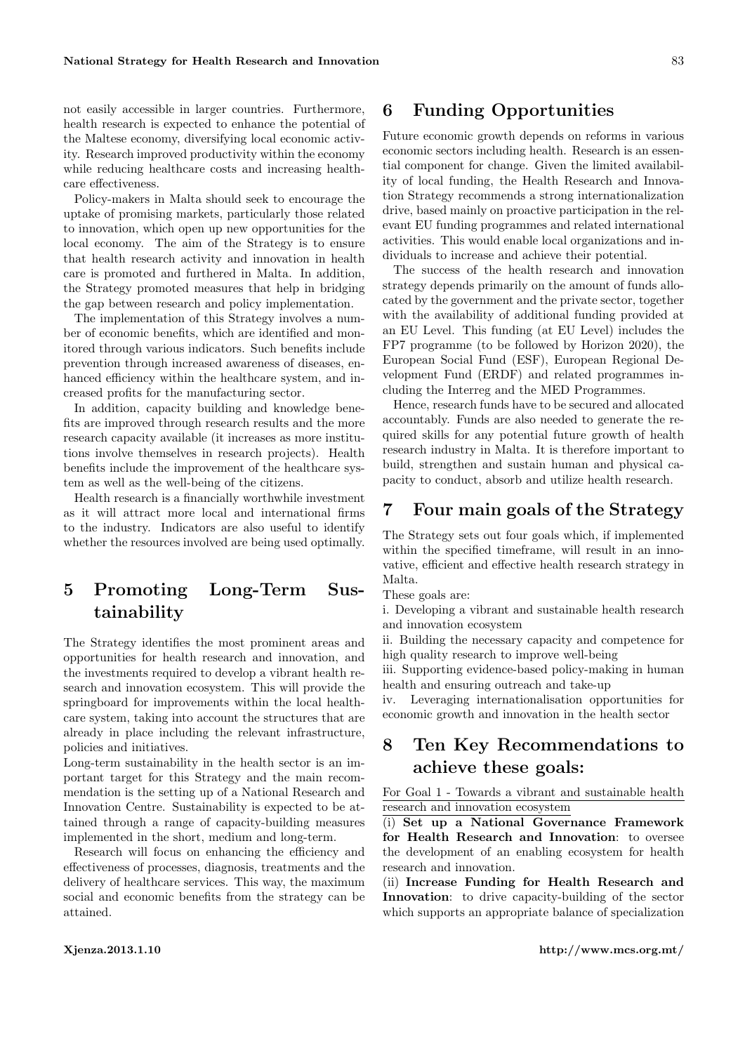not easily accessible in larger countries. Furthermore, health research is expected to enhance the potential of the Maltese economy, diversifying local economic activity. Research improved productivity within the economy while reducing healthcare costs and increasing healthcare effectiveness.

Policy-makers in Malta should seek to encourage the uptake of promising markets, particularly those related to innovation, which open up new opportunities for the local economy. The aim of the Strategy is to ensure that health research activity and innovation in health care is promoted and furthered in Malta. In addition, the Strategy promoted measures that help in bridging the gap between research and policy implementation.

The implementation of this Strategy involves a number of economic benefits, which are identified and monitored through various indicators. Such benefits include prevention through increased awareness of diseases, enhanced efficiency within the healthcare system, and increased profits for the manufacturing sector.

In addition, capacity building and knowledge benefits are improved through research results and the more research capacity available (it increases as more institutions involve themselves in research projects). Health benefits include the improvement of the healthcare system as well as the well-being of the citizens.

Health research is a financially worthwhile investment as it will attract more local and international firms to the industry. Indicators are also useful to identify whether the resources involved are being used optimally.

## 5 Promoting Long-Term Sustainability

The Strategy identifies the most prominent areas and opportunities for health research and innovation, and the investments required to develop a vibrant health research and innovation ecosystem. This will provide the springboard for improvements within the local healthcare system, taking into account the structures that are already in place including the relevant infrastructure, policies and initiatives.

Long-term sustainability in the health sector is an important target for this Strategy and the main recommendation is the setting up of a National Research and Innovation Centre. Sustainability is expected to be attained through a range of capacity-building measures implemented in the short, medium and long-term.

Research will focus on enhancing the efficiency and effectiveness of processes, diagnosis, treatments and the delivery of healthcare services. This way, the maximum social and economic benefits from the strategy can be attained.

## 6 Funding Opportunities

Future economic growth depends on reforms in various economic sectors including health. Research is an essential component for change. Given the limited availability of local funding, the Health Research and Innovation Strategy recommends a strong internationalization drive, based mainly on proactive participation in the relevant EU funding programmes and related international activities. This would enable local organizations and individuals to increase and achieve their potential.

The success of the health research and innovation strategy depends primarily on the amount of funds allocated by the government and the private sector, together with the availability of additional funding provided at an EU Level. This funding (at EU Level) includes the FP7 programme (to be followed by Horizon 2020), the European Social Fund (ESF), European Regional Development Fund (ERDF) and related programmes including the Interreg and the MED Programmes.

Hence, research funds have to be secured and allocated accountably. Funds are also needed to generate the required skills for any potential future growth of health research industry in Malta. It is therefore important to build, strengthen and sustain human and physical capacity to conduct, absorb and utilize health research.

## 7 Four main goals of the Strategy

The Strategy sets out four goals which, if implemented within the specified timeframe, will result in an innovative, efficient and effective health research strategy in Malta.

These goals are:

i. Developing a vibrant and sustainable health research and innovation ecosystem

ii. Building the necessary capacity and competence for high quality research to improve well-being

iii. Supporting evidence-based policy-making in human health and ensuring outreach and take-up

iv. Leveraging internationalisation opportunities for economic growth and innovation in the health sector

## 8 Ten Key Recommendations to achieve these goals:

For Goal 1 - Towards a vibrant and sustainable health research and innovation ecosystem

(i) **Set up a National Governance Framework for Health Research and Innovation**: to oversee the development of an enabling ecosystem for health research and innovation.

(ii) **Increase Funding for Health Research and Innovation**: to drive capacity-building of the sector which supports an appropriate balance of specialization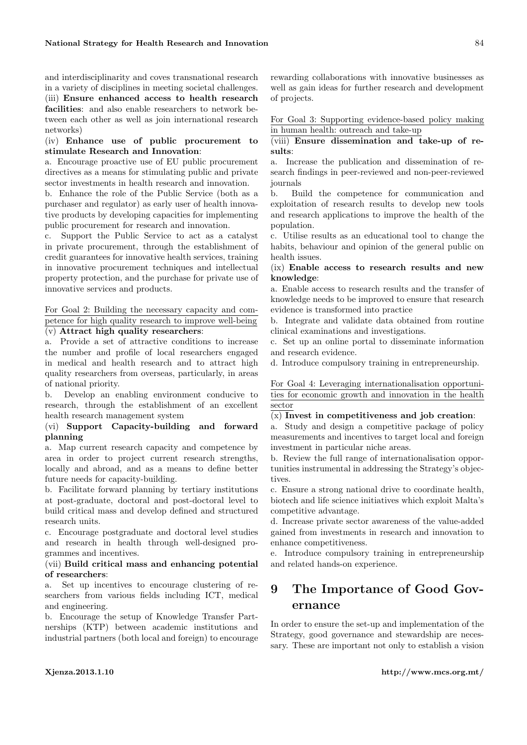and interdisciplinarity and coves transnational research in a variety of disciplines in meeting societal challenges.

(iii) **Ensure enhanced access to health research facilities**: and also enable researchers to network between each other as well as join international research networks)

(iv) **Enhance use of public procurement to stimulate Research and Innovation**:

a. Encourage proactive use of EU public procurement directives as a means for stimulating public and private sector investments in health research and innovation.

b. Enhance the role of the Public Service (both as a purchaser and regulator) as early user of health innovative products by developing capacities for implementing public procurement for research and innovation.

c. Support the Public Service to act as a catalyst in private procurement, through the establishment of credit guarantees for innovative health services, training in innovative procurement techniques and intellectual property protection, and the purchase for private use of innovative services and products.

For Goal 2: Building the necessary capacity and competence for high quality research to improve well-being

(v) **Attract high quality researchers**:

a. Provide a set of attractive conditions to increase the number and profile of local researchers engaged in medical and health research and to attract high quality researchers from overseas, particularly, in areas of national priority.

b. Develop an enabling environment conducive to research, through the establishment of an excellent health research management system

(vi) **Support Capacity-building and forward planning**

a. Map current research capacity and competence by area in order to project current research strengths, locally and abroad, and as a means to define better future needs for capacity-building.

b. Facilitate forward planning by tertiary institutions at post-graduate, doctoral and post-doctoral level to build critical mass and develop defined and structured research units.

c. Encourage postgraduate and doctoral level studies and research in health through well-designed programmes and incentives.

(vii) **Build critical mass and enhancing potential of researchers**:

a. Set up incentives to encourage clustering of researchers from various fields including ICT, medical and engineering.

b. Encourage the setup of Knowledge Transfer Partnerships (KTP) between academic institutions and industrial partners (both local and foreign) to encourage rewarding collaborations with innovative businesses as well as gain ideas for further research and development of projects.

For Goal 3: Supporting evidence-based policy making in human health: outreach and take-up

(viii) **Ensure dissemination and take-up of results**:

a. Increase the publication and dissemination of research findings in peer-reviewed and non-peer-reviewed journals

b. Build the competence for communication and exploitation of research results to develop new tools and research applications to improve the health of the population.

c. Utilise results as an educational tool to change the habits, behaviour and opinion of the general public on health issues.

(ix) **Enable access to research results and new knowledge**:

a. Enable access to research results and the transfer of knowledge needs to be improved to ensure that research evidence is transformed into practice

b. Integrate and validate data obtained from routine clinical examinations and investigations.

c. Set up an online portal to disseminate information and research evidence.

d. Introduce compulsory training in entrepreneurship.

For Goal 4: Leveraging internationalisation opportunities for economic growth and innovation in the health sector

(x) **Invest in competitiveness and job creation**:

a. Study and design a competitive package of policy measurements and incentives to target local and foreign investment in particular niche areas.

b. Review the full range of internationalisation opportunities instrumental in addressing the Strategy's objectives.

c. Ensure a strong national drive to coordinate health, biotech and life science initiatives which exploit Malta's competitive advantage.

d. Increase private sector awareness of the value-added gained from investments in research and innovation to enhance competitiveness.

e. Introduce compulsory training in entrepreneurship and related hands-on experience.

# 9 The Importance of Good Governance

In order to ensure the set-up and implementation of the Strategy, good governance and stewardship are necessary. These are important not only to establish a vision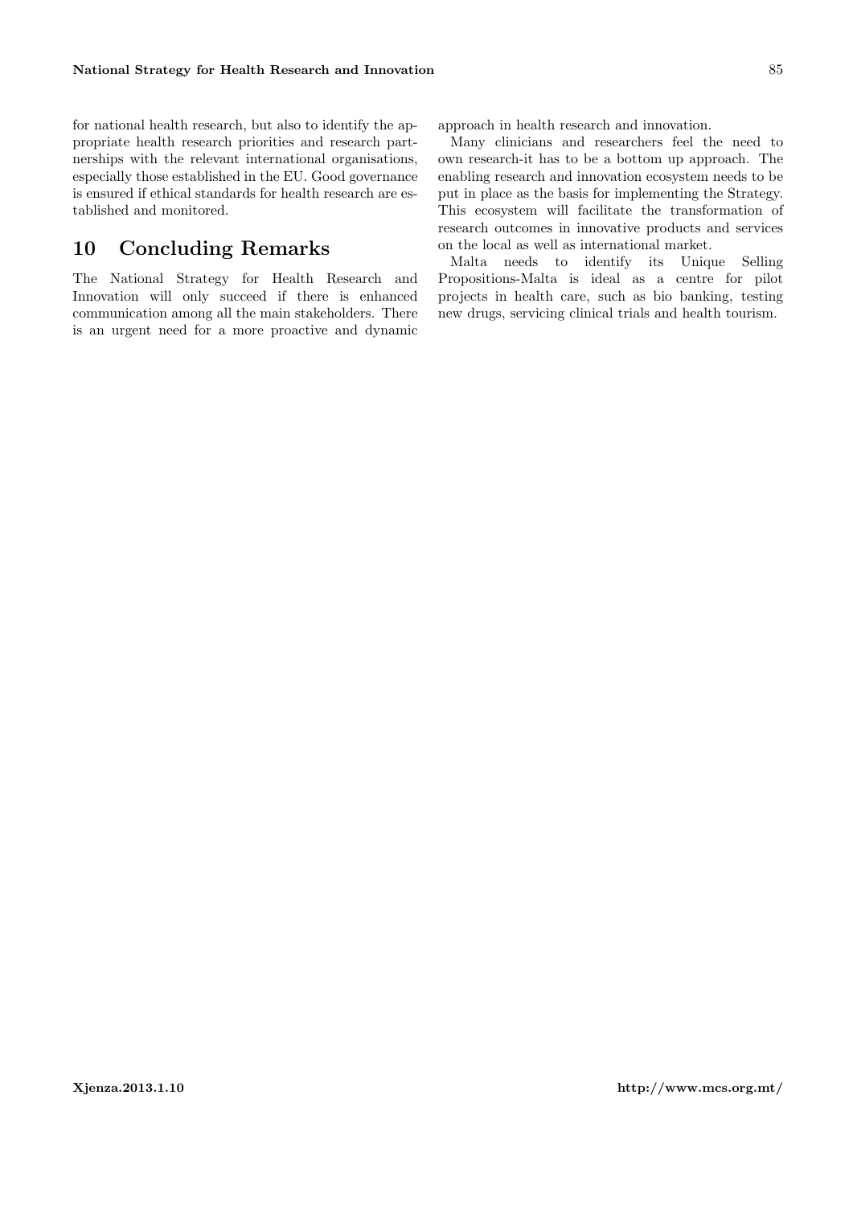for national health research, but also to identify the appropriate health research priorities and research partnerships with the relevant international organisations, especially those established in the EU. Good governance is ensured if ethical standards for health research are established and monitored.

## 10 Concluding Remarks

The National Strategy for Health Research and Innovation will only succeed if there is enhanced communication among all the main stakeholders. There is an urgent need for a more proactive and dynamic approach in health research and innovation.

Many clinicians and researchers feel the need to own research-it has to be a bottom up approach. The enabling research and innovation ecosystem needs to be put in place as the basis for implementing the Strategy. This ecosystem will facilitate the transformation of research outcomes in innovative products and services on the local as well as international market.

Malta needs to identify its Unique Selling Propositions-Malta is ideal as a centre for pilot projects in health care, such as bio banking, testing new drugs, servicing clinical trials and health tourism.